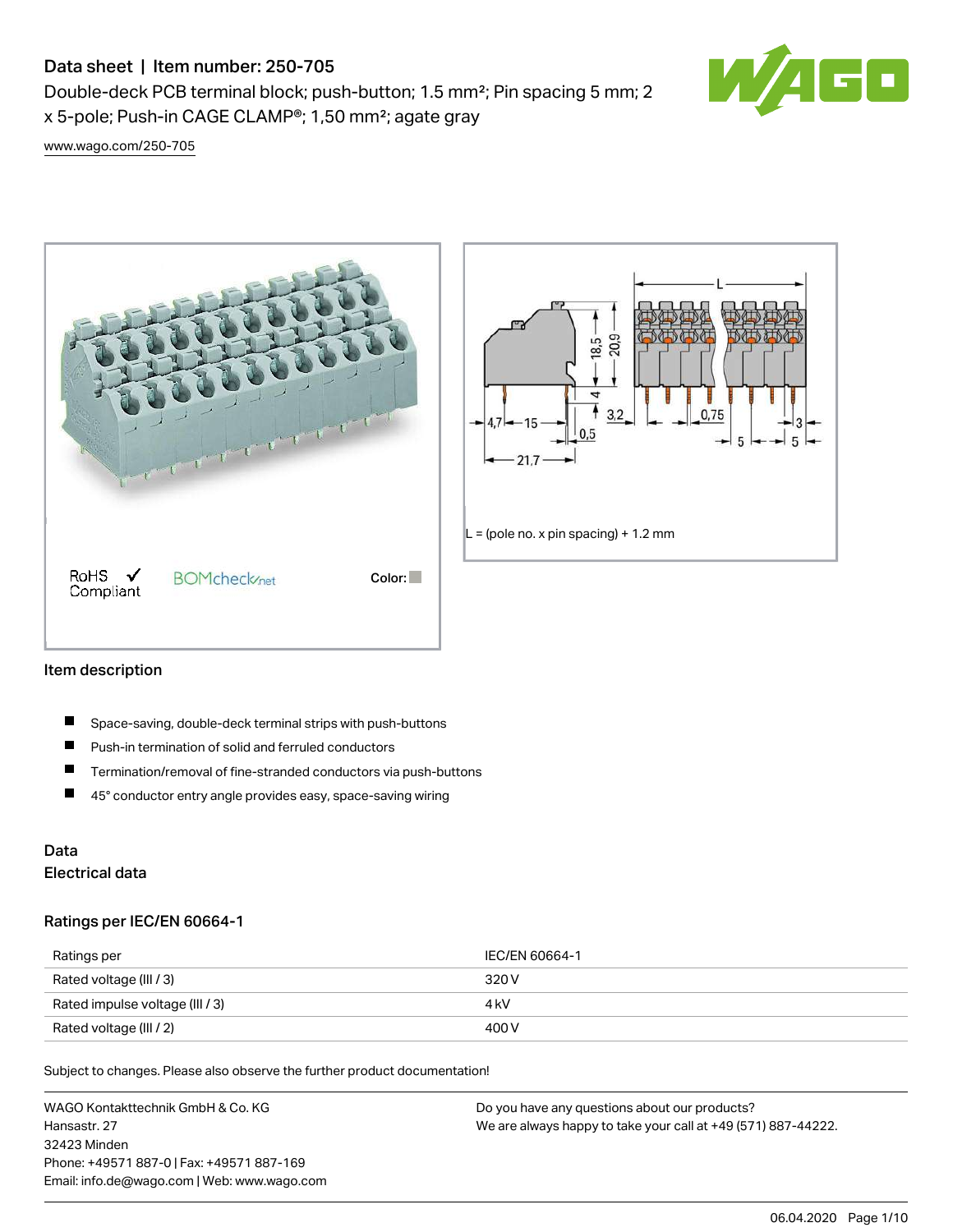# Data sheet | Item number: 250-705

Double-deck PCB terminal block; push-button; 1.5 mm²; Pin spacing 5 mm; 2 x 5-pole; Push-in CAGE CLAMP®; 1,50 mm²; agate gray

www.wago.com/250-705

RoHS Compliant

BOMcheck.net

Color:

L = (pole no. x pin spacing) + 1.2 mm

## Item description

- Space-saving, double-deck terminal strips with push-buttons
- Push-in termination of solid and ferruled conductors
- Termination/removal of fine-stranded conductors via push-buttons
- 45° conductor entry angle provides easy, space-saving wiring

## Data

### Electrical data

#### Ratings per IEC/EN 60664-1

| Ratings per | IEC/EN 60664-1 |
|---|---|
| Rated voltage (III / 3) | 320 V |
| Rated impulse voltage (III / 3) | 4 kV |
| Rated voltage (III / 2) | 400 V |

Subject to changes. Please also observe the further product documentation!

WAGO Kontakttechnik GmbH & Co. KG
Hansastr. 27
32423 Minden
Phone: +49571 887-0 | Fax: +49571 887-169
Email: info.de@wago.com | Web: www.wago.com

Do you have any questions about our products?
We are always happy to take your call at +49 (571) 887-44222.

06.04.2020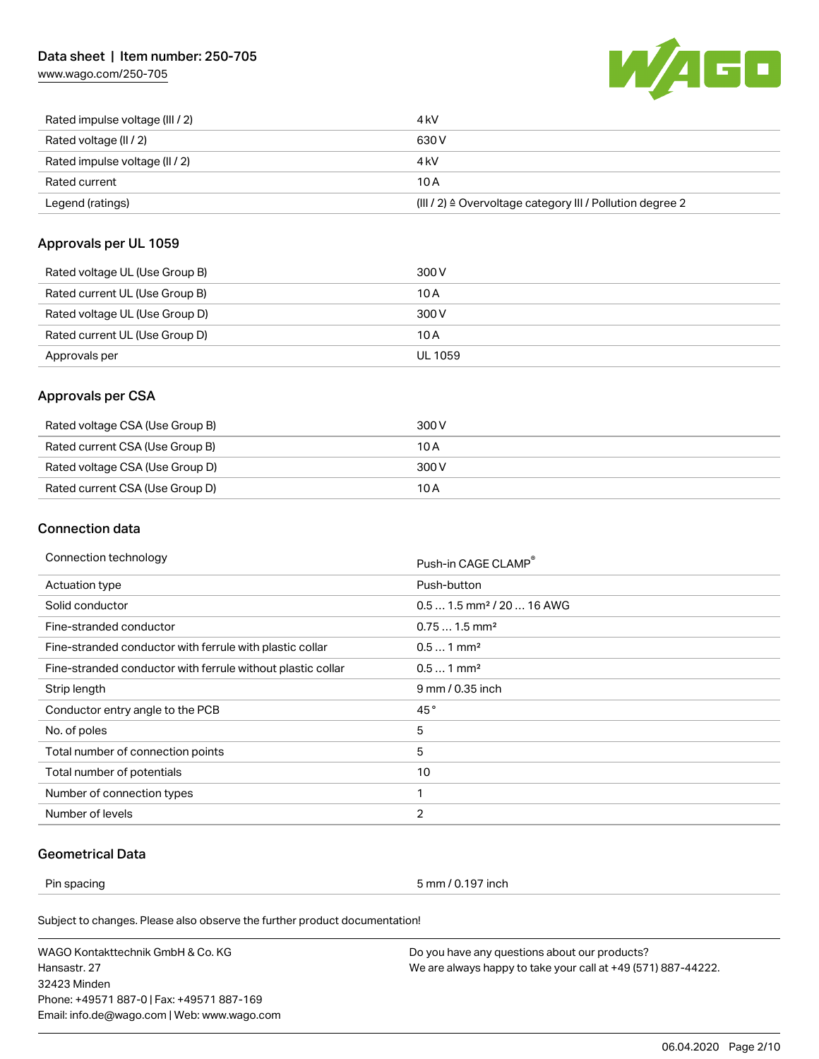| | |
|---|---|
| Rated impulse voltage (III / 2) | 4 kV |
| Rated voltage (II / 2) | 630 V |
| Rated impulse voltage (II / 2) | 4 kV |
| Rated current | 10 A |
| Legend (ratings) | (III / 2) ≙ Overvoltage category III / Pollution degree 2 |

## Approvals per UL 1059

| | |
|---|---|
| Rated voltage UL (Use Group B) | 300 V |
| Rated current UL (Use Group B) | 10 A |
| Rated voltage UL (Use Group D) | 300 V |
| Rated current UL (Use Group D) | 10 A |
| Approvals per | UL 1059 |

## Approvals per CSA

| | |
|---|---|
| Rated voltage CSA (Use Group B) | 300 V |
| Rated current CSA (Use Group B) | 10 A |
| Rated voltage CSA (Use Group D) | 300 V |
| Rated current CSA (Use Group D) | 10 A |

## Connection data

| | |
|---|---|
| Connection technology | Push-in CAGE CLAMP® |
| Actuation type | Push-button |
| Solid conductor | 0.5 … 1.5 mm² / 20 … 16 AWG |
| Fine-stranded conductor | 0.75 … 1.5 mm² |
| Fine-stranded conductor with ferrule with plastic collar | 0.5 … 1 mm² |
| Fine-stranded conductor with ferrule without plastic collar | 0.5 … 1 mm² |
| Strip length | 9 mm / 0.35 inch |
| Conductor entry angle to the PCB | 45 ° |
| No. of poles | 5 |
| Total number of connection points | 5 |
| Total number of potentials | 10 |
| Number of connection types | 1 |
| Number of levels | 2 |

## Geometrical Data

| | |
|---|---|
| Pin spacing | 5 mm / 0.197 inch |

Subject to changes. Please also observe the further product documentation!

WAGO Kontakttechnik GmbH & Co. KG
Hansastr. 27
32423 Minden
Phone: +49571 887-0 | Fax: +49571 887-169
Email: info.de@wago.com | Web: www.wago.com

Do you have any questions about our products?
We are always happy to take your call at +49 (571) 887-44222.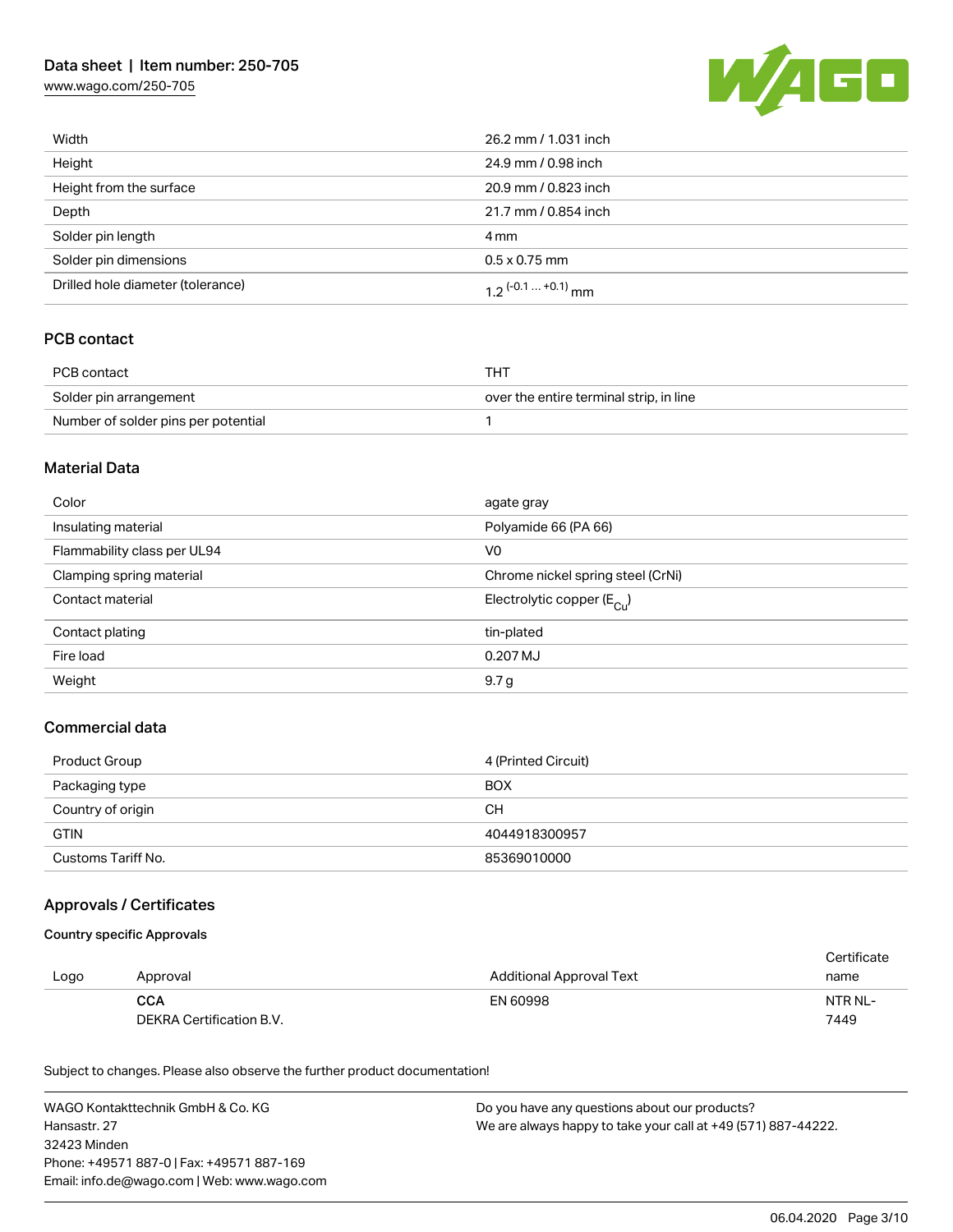| | |
|---|---|
| Width | 26.2 mm / 1.031 inch |
| Height | 24.9 mm / 0.98 inch |
| Height from the surface | 20.9 mm / 0.823 inch |
| Depth | 21.7 mm / 0.854 inch |
| Solder pin length | 4 mm |
| Solder pin dimensions | 0.5 x 0.75 mm |
| Drilled hole diameter (tolerance) | $1.2^{(-0.1 \ldots +0.1)}$ mm |

## PCB contact

| | |
|---|---|
| PCB contact | THT |
| Solder pin arrangement | over the entire terminal strip, in line |
| Number of solder pins per potential | 1 |

## Material Data

| | |
|---|---|
| Color | agate gray |
| Insulating material | Polyamide 66 (PA 66) |
| Flammability class per UL94 | V0 |
| Clamping spring material | Chrome nickel spring steel (CrNi) |
| Contact material | Electrolytic copper ($E_{Cu}$) |
| Contact plating | tin-plated |
| Fire load | 0.207 MJ |
| Weight | 9.7 g |

## Commercial data

| | |
|---|---|
| Product Group | 4 (Printed Circuit) |
| Packaging type | BOX |
| Country of origin | CH |
| GTIN | 4044918300957 |
| Customs Tariff No. | 85369010000 |

## Approvals / Certificates

### Country specific Approvals

| Logo | Approval | Additional Approval Text | Certificate name |
|---|---|---|---|
| | **CCA** DEKRA Certification B.V. | EN 60998 | NTR NL-7449 |

Subject to changes. Please also observe the further product documentation!

WAGO Kontakttechnik GmbH & Co. KG
Hansastr. 27
32423 Minden
Phone: +49571 887-0 | Fax: +49571 887-169
Email: info.de@wago.com | Web: www.wago.com

Do you have any questions about our products?
We are always happy to take your call at +49 (571) 887-44222.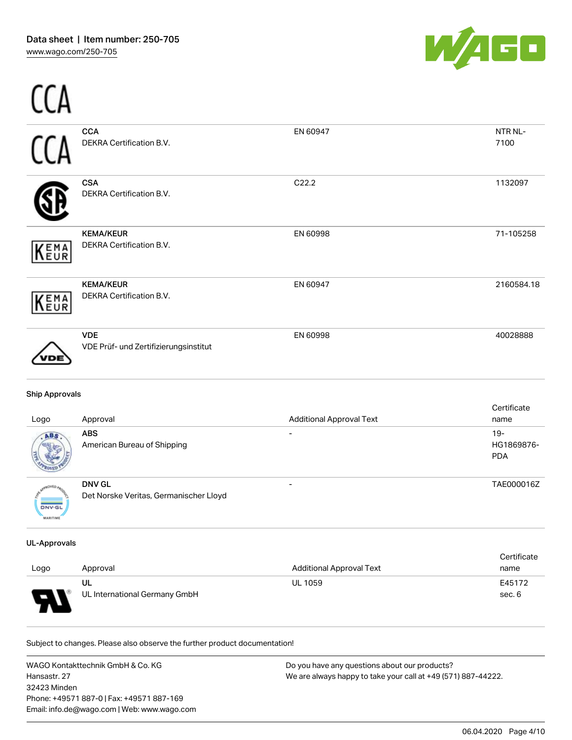| Logo | Approval | Additional Approval Text | Certificate name |
|---|---|---|---|
| CCA | **CCA**<br>DEKRA Certification B.V. | EN 60947 | NTR NL-7100 |
| | **CSA**<br>DEKRA Certification B.V. | C22.2 | 1132097 |
| | **KEMA/KEUR**<br>DEKRA Certification B.V. | EN 60998 | 71-105258 |
| | **KEMA/KEUR**<br>DEKRA Certification B.V. | EN 60947 | 2160584.18 |
| | **VDE**<br>VDE Prüf- und Zertifizierungsinstitut | EN 60998 | 40028888 |

**Ship Approvals**

| Logo | Approval | Additional Approval Text | Certificate name |
|---|---|---|---|
| | **ABS**<br>American Bureau of Shipping | - | 19-HG1869876-PDA |
| | **DNV GL**<br>Det Norske Veritas, Germanischer Lloyd | - | TAE000016Z |

**UL-Approvals**

| Logo | Approval | Additional Approval Text | Certificate name |
|---|---|---|---|
| | **UL**<br>UL International Germany GmbH | UL 1059 | E45172 sec. 6 |

Subject to changes. Please also observe the further product documentation!

WAGO Kontakttechnik GmbH & Co. KG
Hansastr. 27
32423 Minden
Phone: +49571 887-0 | Fax: +49571 887-169
Email: info.de@wago.com | Web: www.wago.com

Do you have any questions about our products?
We are always happy to take your call at +49 (571) 887-44222.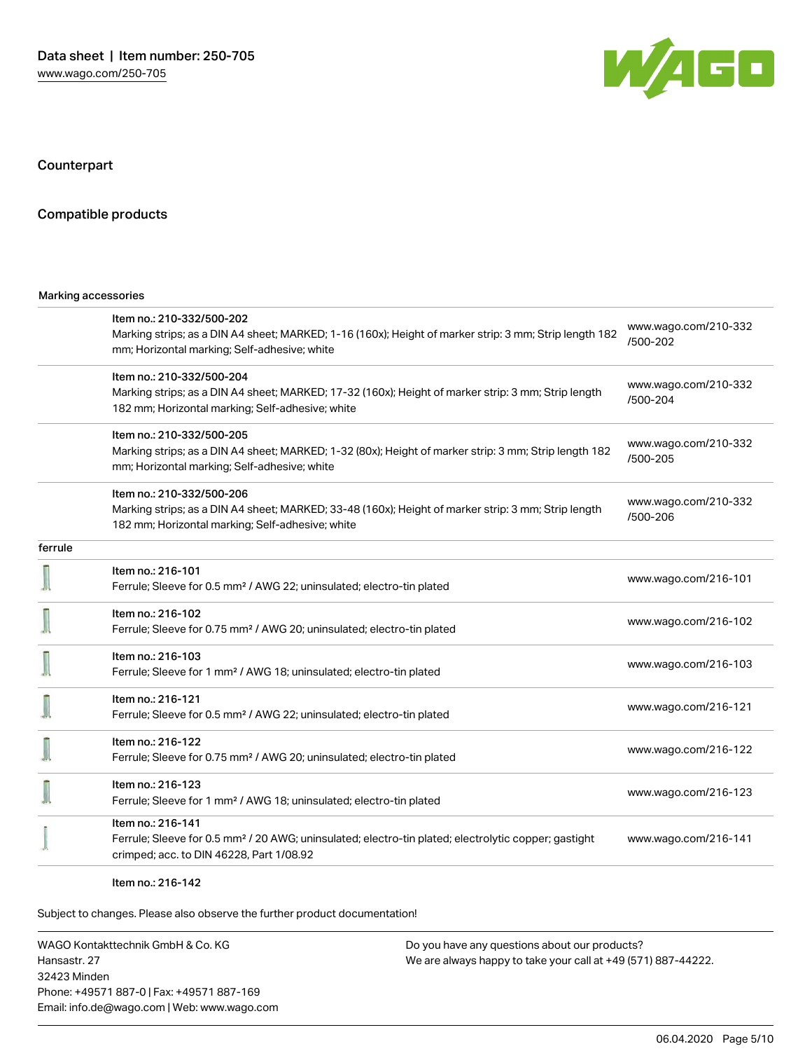## Counterpart

## Compatible products

Marking accessories

| | | |
|---|---|---|
| | Item no.: 210-332/500-202<br>Marking strips; as a DIN A4 sheet; MARKED; 1-16 (160x); Height of marker strip: 3 mm; Strip length 182 mm; Horizontal marking; Self-adhesive; white | www.wago.com/210-332/500-202 |
| | Item no.: 210-332/500-204<br>Marking strips; as a DIN A4 sheet; MARKED; 17-32 (160x); Height of marker strip: 3 mm; Strip length 182 mm; Horizontal marking; Self-adhesive; white | www.wago.com/210-332/500-204 |
| | Item no.: 210-332/500-205<br>Marking strips; as a DIN A4 sheet; MARKED; 1-32 (80x); Height of marker strip: 3 mm; Strip length 182 mm; Horizontal marking; Self-adhesive; white | www.wago.com/210-332/500-205 |
| | Item no.: 210-332/500-206<br>Marking strips; as a DIN A4 sheet; MARKED; 33-48 (160x); Height of marker strip: 3 mm; Strip length 182 mm; Horizontal marking; Self-adhesive; white | www.wago.com/210-332/500-206 |

ferrule

| | | |
|---|---|---|
| | Item no.: 216-101<br>Ferrule; Sleeve for 0.5 mm² / AWG 22; uninsulated; electro-tin plated | www.wago.com/216-101 |
| | Item no.: 216-102<br>Ferrule; Sleeve for 0.75 mm² / AWG 20; uninsulated; electro-tin plated | www.wago.com/216-102 |
| | Item no.: 216-103<br>Ferrule; Sleeve for 1 mm² / AWG 18; uninsulated; electro-tin plated | www.wago.com/216-103 |
| | Item no.: 216-121<br>Ferrule; Sleeve for 0.5 mm² / AWG 22; uninsulated; electro-tin plated | www.wago.com/216-121 |
| | Item no.: 216-122<br>Ferrule; Sleeve for 0.75 mm² / AWG 20; uninsulated; electro-tin plated | www.wago.com/216-122 |
| | Item no.: 216-123<br>Ferrule; Sleeve for 1 mm² / AWG 18; uninsulated; electro-tin plated | www.wago.com/216-123 |
| | Item no.: 216-141<br>Ferrule; Sleeve for 0.5 mm² / 20 AWG; uninsulated; electro-tin plated; electrolytic copper; gastight crimped; acc. to DIN 46228, Part 1/08.92 | www.wago.com/216-141 |
| | Item no.: 216-142 | |

Subject to changes. Please also observe the further product documentation!

WAGO Kontakttechnik GmbH & Co. KG
Hansastr. 27
32423 Minden
Phone: +49571 887-0 | Fax: +49571 887-169
Email: info.de@wago.com | Web: www.wago.com

Do you have any questions about our products?
We are always happy to take your call at +49 (571) 887-44222.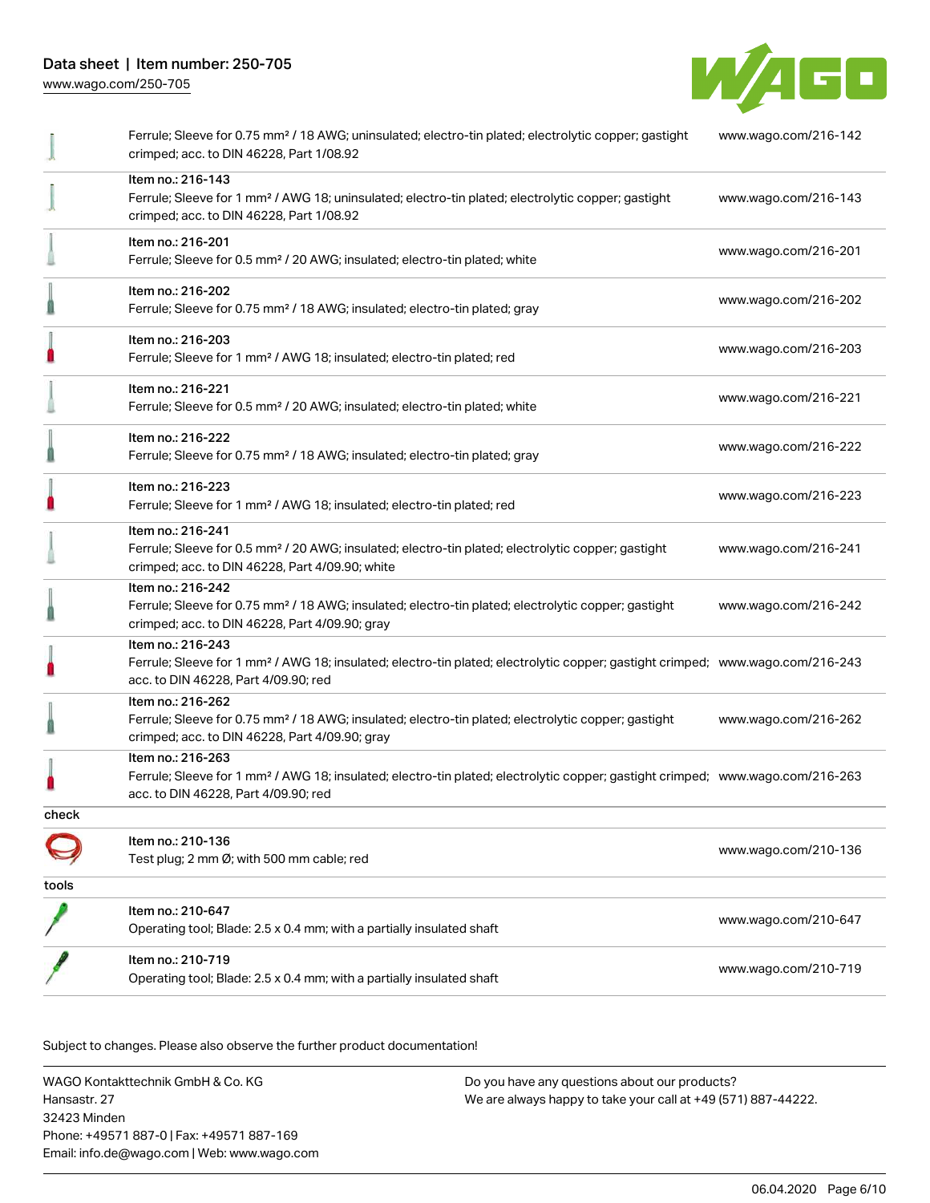| | | |
|---|---|---|
| | Ferrule; Sleeve for 0.75 mm² / 18 AWG; uninsulated; electro-tin plated; electrolytic copper; gastight crimped; acc. to DIN 46228, Part 1/08.92 | www.wago.com/216-142 |
| | Item no.: 216-143<br>Ferrule; Sleeve for 1 mm² / AWG 18; uninsulated; electro-tin plated; electrolytic copper; gastight crimped; acc. to DIN 46228, Part 1/08.92 | www.wago.com/216-143 |
| | Item no.: 216-201<br>Ferrule; Sleeve for 0.5 mm² / 20 AWG; insulated; electro-tin plated; white | www.wago.com/216-201 |
| | Item no.: 216-202<br>Ferrule; Sleeve for 0.75 mm² / 18 AWG; insulated; electro-tin plated; gray | www.wago.com/216-202 |
| | Item no.: 216-203<br>Ferrule; Sleeve for 1 mm² / AWG 18; insulated; electro-tin plated; red | www.wago.com/216-203 |
| | Item no.: 216-221<br>Ferrule; Sleeve for 0.5 mm² / 20 AWG; insulated; electro-tin plated; white | www.wago.com/216-221 |
| | Item no.: 216-222<br>Ferrule; Sleeve for 0.75 mm² / 18 AWG; insulated; electro-tin plated; gray | www.wago.com/216-222 |
| | Item no.: 216-223<br>Ferrule; Sleeve for 1 mm² / AWG 18; insulated; electro-tin plated; red | www.wago.com/216-223 |
| | Item no.: 216-241<br>Ferrule; Sleeve for 0.5 mm² / 20 AWG; insulated; electro-tin plated; electrolytic copper; gastight crimped; acc. to DIN 46228, Part 4/09.90; white | www.wago.com/216-241 |
| | Item no.: 216-242<br>Ferrule; Sleeve for 0.75 mm² / 18 AWG; insulated; electro-tin plated; electrolytic copper; gastight crimped; acc. to DIN 46228, Part 4/09.90; gray | www.wago.com/216-242 |
| | Item no.: 216-243<br>Ferrule; Sleeve for 1 mm² / AWG 18; insulated; electro-tin plated; electrolytic copper; gastight crimped; acc. to DIN 46228, Part 4/09.90; red | www.wago.com/216-243 |
| | Item no.: 216-262<br>Ferrule; Sleeve for 0.75 mm² / 18 AWG; insulated; electro-tin plated; electrolytic copper; gastight crimped; acc. to DIN 46228, Part 4/09.90; gray | www.wago.com/216-262 |
| | Item no.: 216-263<br>Ferrule; Sleeve for 1 mm² / AWG 18; insulated; electro-tin plated; electrolytic copper; gastight crimped; acc. to DIN 46228, Part 4/09.90; red | www.wago.com/216-263 |
| **check** | | |
| | Item no.: 210-136<br>Test plug; 2 mm Ø; with 500 mm cable; red | www.wago.com/210-136 |
| **tools** | | |
| | Item no.: 210-647<br>Operating tool; Blade: 2.5 x 0.4 mm; with a partially insulated shaft | www.wago.com/210-647 |
| | Item no.: 210-719<br>Operating tool; Blade: 2.5 x 0.4 mm; with a partially insulated shaft | www.wago.com/210-719 |

Subject to changes. Please also observe the further product documentation!

WAGO Kontakttechnik GmbH & Co. KG
Hansastr. 27
32423 Minden
Phone: +49571 887-0 | Fax: +49571 887-169
Email: info.de@wago.com | Web: www.wago.com

Do you have any questions about our products?
We are always happy to take your call at +49 (571) 887-44222.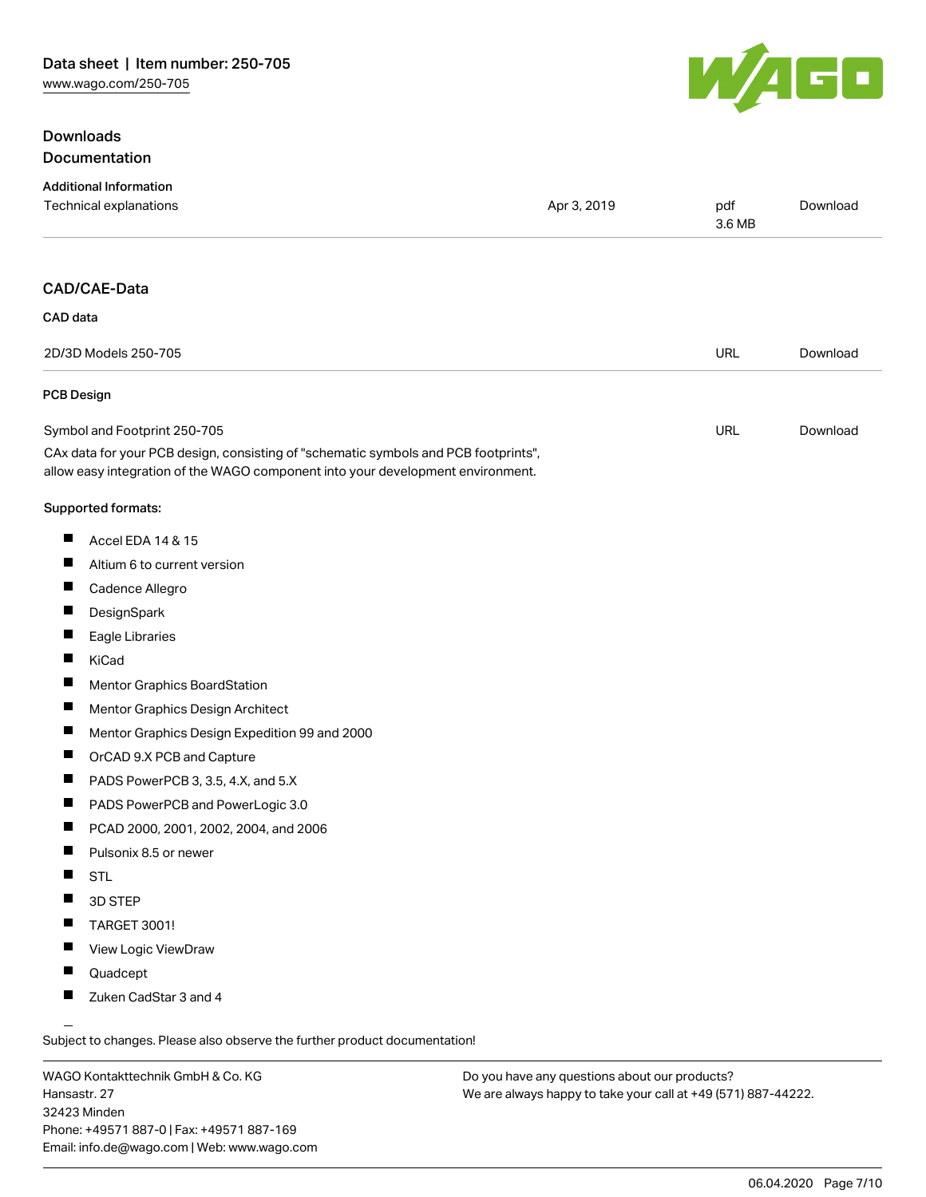## Downloads

## Documentation

### Additional Information

| | | | |
|---|---|---|---|
| Technical explanations | Apr 3, 2019 | pdf 3.6 MB | Download |

## CAD/CAE-Data

### CAD data

| | | |
|---|---|---|
| 2D/3D Models 250-705 | URL | Download |

### PCB Design

| | | |
|---|---|---|
| Symbol and Footprint 250-705 | URL | Download |

CAx data for your PCB design, consisting of "schematic symbols and PCB footprints", allow easy integration of the WAGO component into your development environment.

Supported formats:

- Accel EDA 14 & 15
- Altium 6 to current version
- Cadence Allegro
- DesignSpark
- Eagle Libraries
- KiCad
- Mentor Graphics BoardStation
- Mentor Graphics Design Architect
- Mentor Graphics Design Expedition 99 and 2000
- OrCAD 9.X PCB and Capture
- PADS PowerPCB 3, 3.5, 4.X, and 5.X
- PADS PowerPCB and PowerLogic 3.0
- PCAD 2000, 2001, 2002, 2004, and 2006
- Pulsonix 8.5 or newer
- STL
- 3D STEP
- TARGET 3001!
- View Logic ViewDraw
- Quadcept
- Zuken CadStar 3 and 4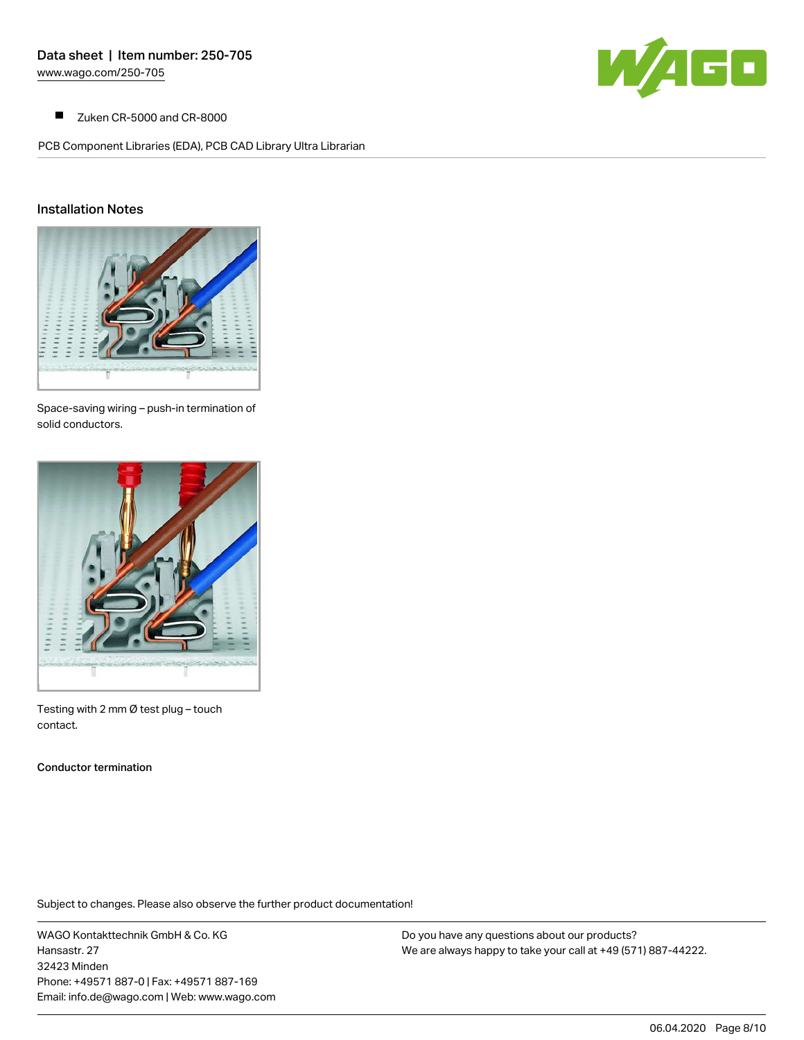- Zuken CR-5000 and CR-8000

PCB Component Libraries (EDA), PCB CAD Library Ultra Librarian

## Installation Notes

Space-saving wiring – push-in termination of solid conductors.

Testing with 2 mm Ø test plug – touch contact.

**Conductor termination**

Subject to changes. Please also observe the further product documentation!

WAGO Kontakttechnik GmbH & Co. KG
Hansastr. 27
32423 Minden
Phone: +49571 887-0 | Fax: +49571 887-169
Email: info.de@wago.com | Web: www.wago.com

Do you have any questions about our products?
We are always happy to take your call at +49 (571) 887-44222.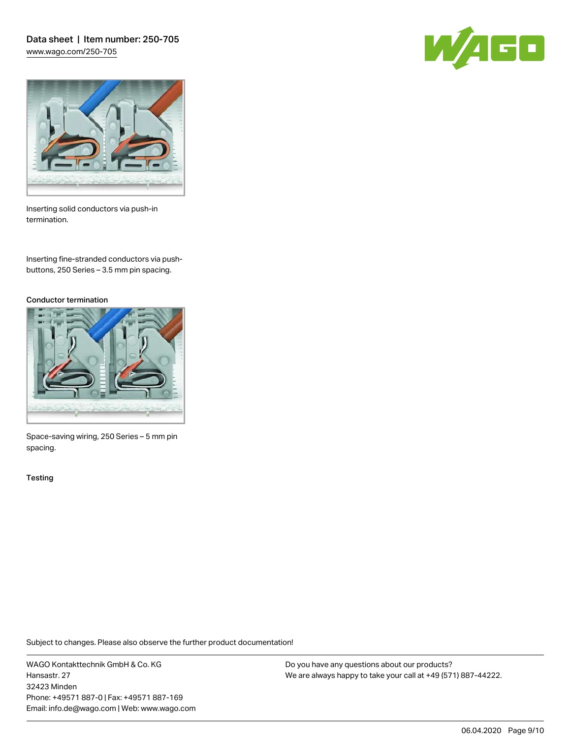Inserting solid conductors via push-in termination.

Inserting fine-stranded conductors via push-buttons, 250 Series – 3.5 mm pin spacing.

## Conductor termination

Space-saving wiring, 250 Series – 5 mm pin spacing.

## Testing

Subject to changes. Please also observe the further product documentation!

WAGO Kontakttechnik GmbH & Co. KG
Hansastr. 27
32423 Minden
Phone: +49571 887-0 | Fax: +49571 887-169
Email: info.de@wago.com | Web: www.wago.com

Do you have any questions about our products?
We are always happy to take your call at +49 (571) 887-44222.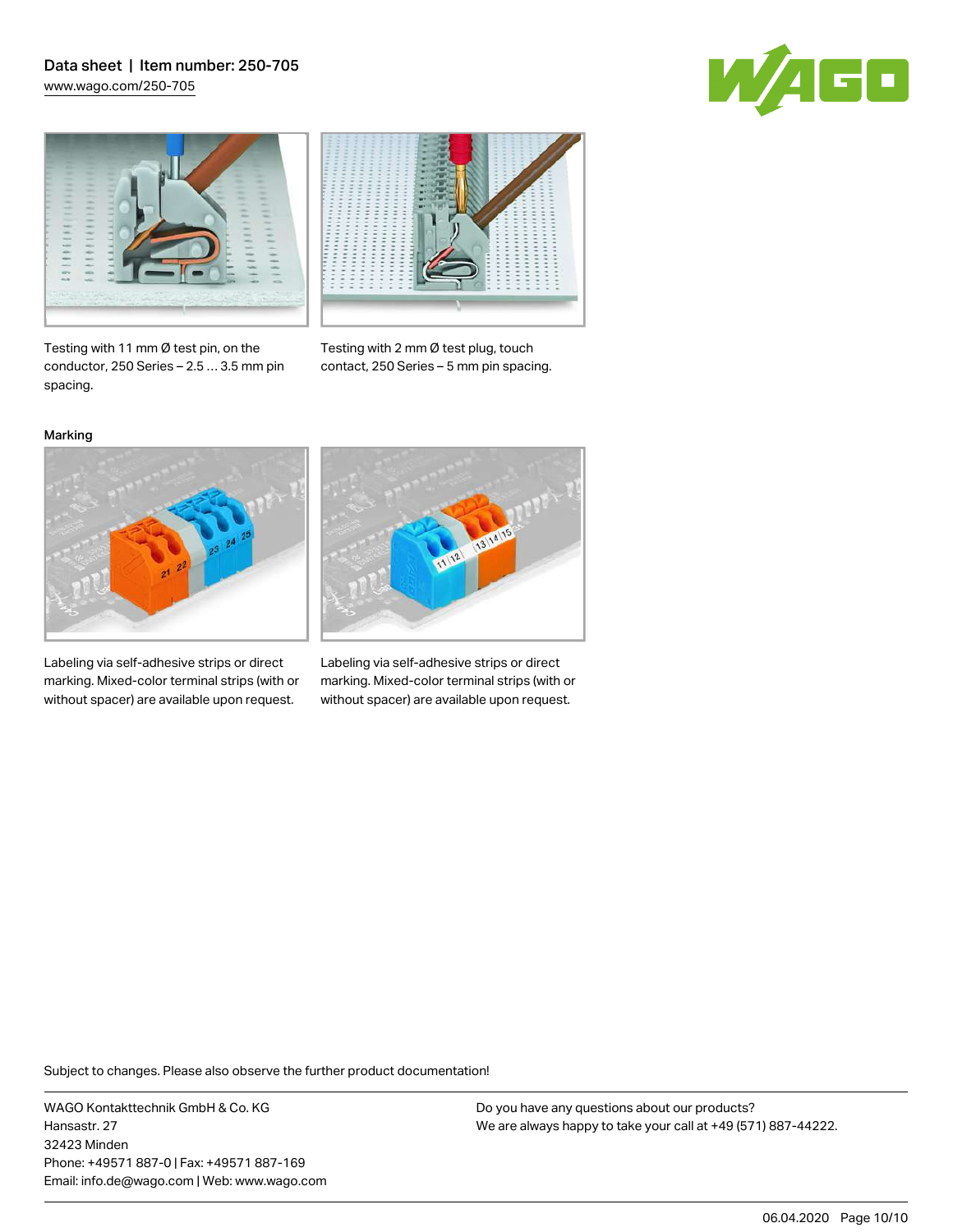Testing with 11 mm Ø test pin, on the conductor, 250 Series – 2.5 … 3.5 mm pin spacing.

Testing with 2 mm Ø test plug, touch contact, 250 Series – 5 mm pin spacing.

## Marking

Labeling via self-adhesive strips or direct marking. Mixed-color terminal strips (with or without spacer) are available upon request.

Labeling via self-adhesive strips or direct marking. Mixed-color terminal strips (with or without spacer) are available upon request.

Subject to changes. Please also observe the further product documentation!

WAGO Kontakttechnik GmbH & Co. KG
Hansastr. 27
32423 Minden
Phone: +49571 887-0 | Fax: +49571 887-169
Email: info.de@wago.com | Web: www.wago.com

Do you have any questions about our products?
We are always happy to take your call at +49 (571) 887-44222.